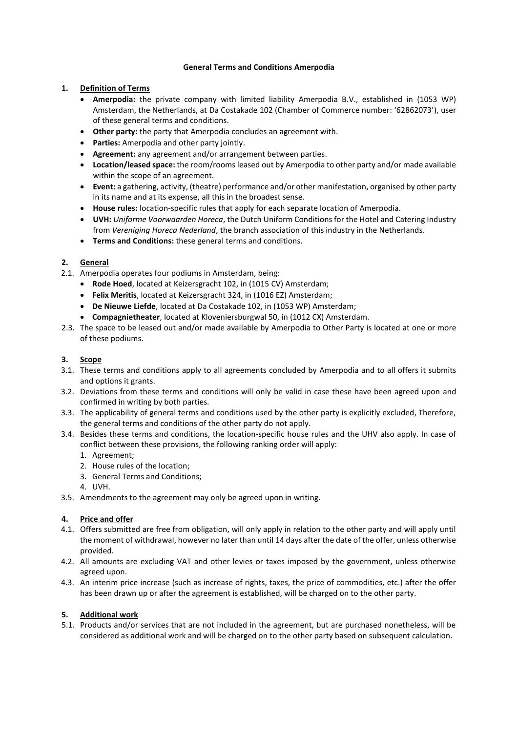**General Terms and Conditions Amerpodia**

## 1. Definition of Terms

- **Amerpodia:** the private company with limited liability Amerpodia B.V., established in (1053 WP) Amsterdam, the Netherlands, at Da Costakade 102 (Chamber of Commerce number: '62862073'), user of these general terms and conditions.
- **Other party:** the party that Amerpodia concludes an agreement with.
- **Parties:** Amerpodia and other party jointly.
- **Agreement:** any agreement and/or arrangement between parties.
- **Location/leased space:** the room/rooms leased out by Amerpodia to other party and/or made available within the scope of an agreement.
- **Event:** a gathering, activity, (theatre) performance and/or other manifestation, organised by other party in its name and at its expense, all this in the broadest sense.
- **House rules:** location-specific rules that apply for each separate location of Amerpodia.
- **UVH:** *Uniforme Voorwaarden Horeca*, the Dutch Uniform Conditions for the Hotel and Catering Industry from *Vereniging Horeca Nederland*, the branch association of this industry in the Netherlands.
- **Terms and Conditions:** these general terms and conditions.

## 2. General

2.1. Amerpodia operates four podiums in Amsterdam, being:

- **Rode Hoed**, located at Keizersgracht 102, in (1015 CV) Amsterdam;
- **Felix Meritis**, located at Keizersgracht 324, in (1016 EZ) Amsterdam;
- **De Nieuwe Liefde**, located at Da Costakade 102, in (1053 WP) Amsterdam;
- **Compagnietheater**, located at Kloveniersburgwal 50, in (1012 CX) Amsterdam.

2.3. The space to be leased out and/or made available by Amerpodia to Other Party is located at one or more of these podiums.

## 3. Scope

3.1. These terms and conditions apply to all agreements concluded by Amerpodia and to all offers it submits and options it grants.

3.2. Deviations from these terms and conditions will only be valid in case these have been agreed upon and confirmed in writing by both parties.

3.3. The applicability of general terms and conditions used by the other party is explicitly excluded, Therefore, the general terms and conditions of the other party do not apply.

3.4. Besides these terms and conditions, the location-specific house rules and the UHV also apply. In case of conflict between these provisions, the following ranking order will apply:

1. Agreement;
2. House rules of the location;
3. General Terms and Conditions;
4. UVH.

3.5. Amendments to the agreement may only be agreed upon in writing.

## 4. Price and offer

4.1. Offers submitted are free from obligation, will only apply in relation to the other party and will apply until the moment of withdrawal, however no later than until 14 days after the date of the offer, unless otherwise provided.

4.2. All amounts are excluding VAT and other levies or taxes imposed by the government, unless otherwise agreed upon.

4.3. An interim price increase (such as increase of rights, taxes, the price of commodities, etc.) after the offer has been drawn up or after the agreement is established, will be charged on to the other party.

## 5. Additional work

5.1. Products and/or services that are not included in the agreement, but are purchased nonetheless, will be considered as additional work and will be charged on to the other party based on subsequent calculation.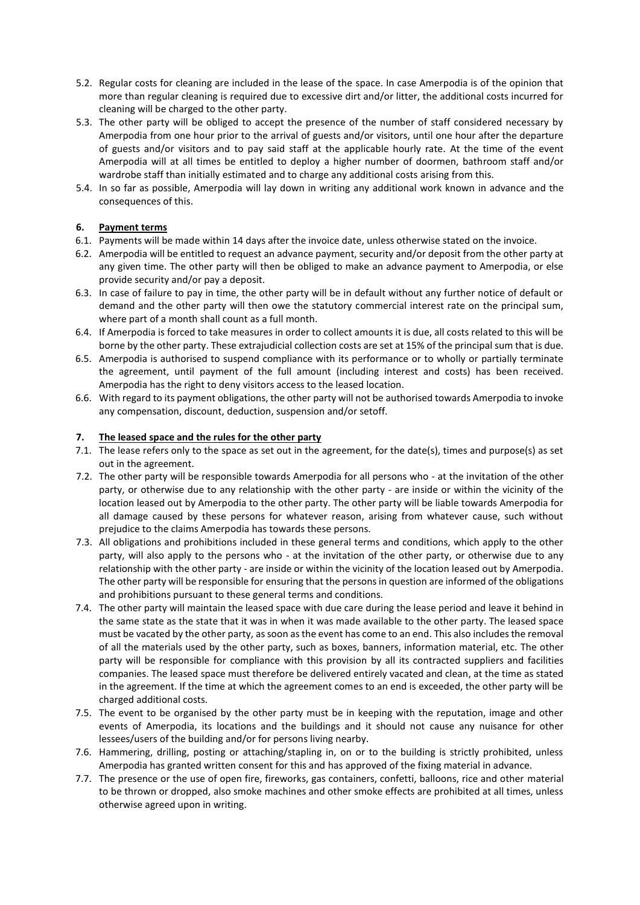5.2. Regular costs for cleaning are included in the lease of the space. In case Amerpodia is of the opinion that more than regular cleaning is required due to excessive dirt and/or litter, the additional costs incurred for cleaning will be charged to the other party.

5.3. The other party will be obliged to accept the presence of the number of staff considered necessary by Amerpodia from one hour prior to the arrival of guests and/or visitors, until one hour after the departure of guests and/or visitors and to pay said staff at the applicable hourly rate. At the time of the event Amerpodia will at all times be entitled to deploy a higher number of doormen, bathroom staff and/or wardrobe staff than initially estimated and to charge any additional costs arising from this.

5.4. In so far as possible, Amerpodia will lay down in writing any additional work known in advance and the consequences of this.

## 6. Payment terms

6.1. Payments will be made within 14 days after the invoice date, unless otherwise stated on the invoice.

6.2. Amerpodia will be entitled to request an advance payment, security and/or deposit from the other party at any given time. The other party will then be obliged to make an advance payment to Amerpodia, or else provide security and/or pay a deposit.

6.3. In case of failure to pay in time, the other party will be in default without any further notice of default or demand and the other party will then owe the statutory commercial interest rate on the principal sum, where part of a month shall count as a full month.

6.4. If Amerpodia is forced to take measures in order to collect amounts it is due, all costs related to this will be borne by the other party. These extrajudicial collection costs are set at 15% of the principal sum that is due.

6.5. Amerpodia is authorised to suspend compliance with its performance or to wholly or partially terminate the agreement, until payment of the full amount (including interest and costs) has been received. Amerpodia has the right to deny visitors access to the leased location.

6.6. With regard to its payment obligations, the other party will not be authorised towards Amerpodia to invoke any compensation, discount, deduction, suspension and/or setoff.

## 7. The leased space and the rules for the other party

7.1. The lease refers only to the space as set out in the agreement, for the date(s), times and purpose(s) as set out in the agreement.

7.2. The other party will be responsible towards Amerpodia for all persons who - at the invitation of the other party, or otherwise due to any relationship with the other party - are inside or within the vicinity of the location leased out by Amerpodia to the other party. The other party will be liable towards Amerpodia for all damage caused by these persons for whatever reason, arising from whatever cause, such without prejudice to the claims Amerpodia has towards these persons.

7.3. All obligations and prohibitions included in these general terms and conditions, which apply to the other party, will also apply to the persons who - at the invitation of the other party, or otherwise due to any relationship with the other party - are inside or within the vicinity of the location leased out by Amerpodia. The other party will be responsible for ensuring that the persons in question are informed of the obligations and prohibitions pursuant to these general terms and conditions.

7.4. The other party will maintain the leased space with due care during the lease period and leave it behind in the same state as the state that it was in when it was made available to the other party. The leased space must be vacated by the other party, as soon as the event has come to an end. This also includes the removal of all the materials used by the other party, such as boxes, banners, information material, etc. The other party will be responsible for compliance with this provision by all its contracted suppliers and facilities companies. The leased space must therefore be delivered entirely vacated and clean, at the time as stated in the agreement. If the time at which the agreement comes to an end is exceeded, the other party will be charged additional costs.

7.5. The event to be organised by the other party must be in keeping with the reputation, image and other events of Amerpodia, its locations and the buildings and it should not cause any nuisance for other lessees/users of the building and/or for persons living nearby.

7.6. Hammering, drilling, posting or attaching/stapling in, on or to the building is strictly prohibited, unless Amerpodia has granted written consent for this and has approved of the fixing material in advance.

7.7. The presence or the use of open fire, fireworks, gas containers, confetti, balloons, rice and other material to be thrown or dropped, also smoke machines and other smoke effects are prohibited at all times, unless otherwise agreed upon in writing.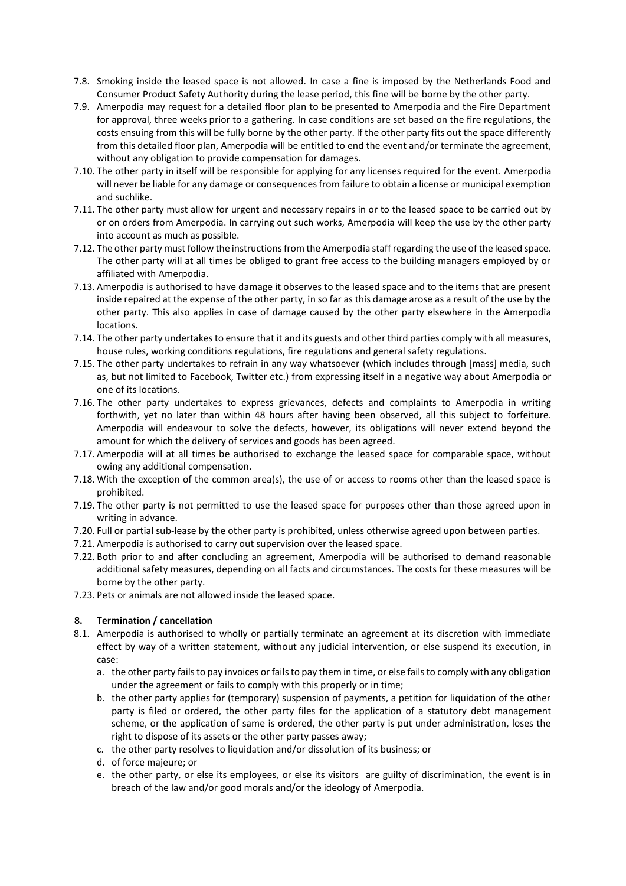7.8. Smoking inside the leased space is not allowed. In case a fine is imposed by the Netherlands Food and Consumer Product Safety Authority during the lease period, this fine will be borne by the other party.

7.9. Amerpodia may request for a detailed floor plan to be presented to Amerpodia and the Fire Department for approval, three weeks prior to a gathering. In case conditions are set based on the fire regulations, the costs ensuing from this will be fully borne by the other party. If the other party fits out the space differently from this detailed floor plan, Amerpodia will be entitled to end the event and/or terminate the agreement, without any obligation to provide compensation for damages.

7.10. The other party in itself will be responsible for applying for any licenses required for the event. Amerpodia will never be liable for any damage or consequences from failure to obtain a license or municipal exemption and suchlike.

7.11. The other party must allow for urgent and necessary repairs in or to the leased space to be carried out by or on orders from Amerpodia. In carrying out such works, Amerpodia will keep the use by the other party into account as much as possible.

7.12. The other party must follow the instructions from the Amerpodia staff regarding the use of the leased space. The other party will at all times be obliged to grant free access to the building managers employed by or affiliated with Amerpodia.

7.13. Amerpodia is authorised to have damage it observes to the leased space and to the items that are present inside repaired at the expense of the other party, in so far as this damage arose as a result of the use by the other party. This also applies in case of damage caused by the other party elsewhere in the Amerpodia locations.

7.14. The other party undertakes to ensure that it and its guests and other third parties comply with all measures, house rules, working conditions regulations, fire regulations and general safety regulations.

7.15. The other party undertakes to refrain in any way whatsoever (which includes through [mass] media, such as, but not limited to Facebook, Twitter etc.) from expressing itself in a negative way about Amerpodia or one of its locations.

7.16. The other party undertakes to express grievances, defects and complaints to Amerpodia in writing forthwith, yet no later than within 48 hours after having been observed, all this subject to forfeiture. Amerpodia will endeavour to solve the defects, however, its obligations will never extend beyond the amount for which the delivery of services and goods has been agreed.

7.17. Amerpodia will at all times be authorised to exchange the leased space for comparable space, without owing any additional compensation.

7.18. With the exception of the common area(s), the use of or access to rooms other than the leased space is prohibited.

7.19. The other party is not permitted to use the leased space for purposes other than those agreed upon in writing in advance.

7.20. Full or partial sub-lease by the other party is prohibited, unless otherwise agreed upon between parties.

7.21. Amerpodia is authorised to carry out supervision over the leased space.

7.22. Both prior to and after concluding an agreement, Amerpodia will be authorised to demand reasonable additional safety measures, depending on all facts and circumstances. The costs for these measures will be borne by the other party.

7.23. Pets or animals are not allowed inside the leased space.

## 8. Termination / cancellation

8.1. Amerpodia is authorised to wholly or partially terminate an agreement at its discretion with immediate effect by way of a written statement, without any judicial intervention, or else suspend its execution, in case:

a. the other party fails to pay invoices or fails to pay them in time, or else fails to comply with any obligation under the agreement or fails to comply with this properly or in time;

b. the other party applies for (temporary) suspension of payments, a petition for liquidation of the other party is filed or ordered, the other party files for the application of a statutory debt management scheme, or the application of same is ordered, the other party is put under administration, loses the right to dispose of its assets or the other party passes away;

c. the other party resolves to liquidation and/or dissolution of its business; or

d. of force majeure; or

e. the other party, or else its employees, or else its visitors are guilty of discrimination, the event is in breach of the law and/or good morals and/or the ideology of Amerpodia.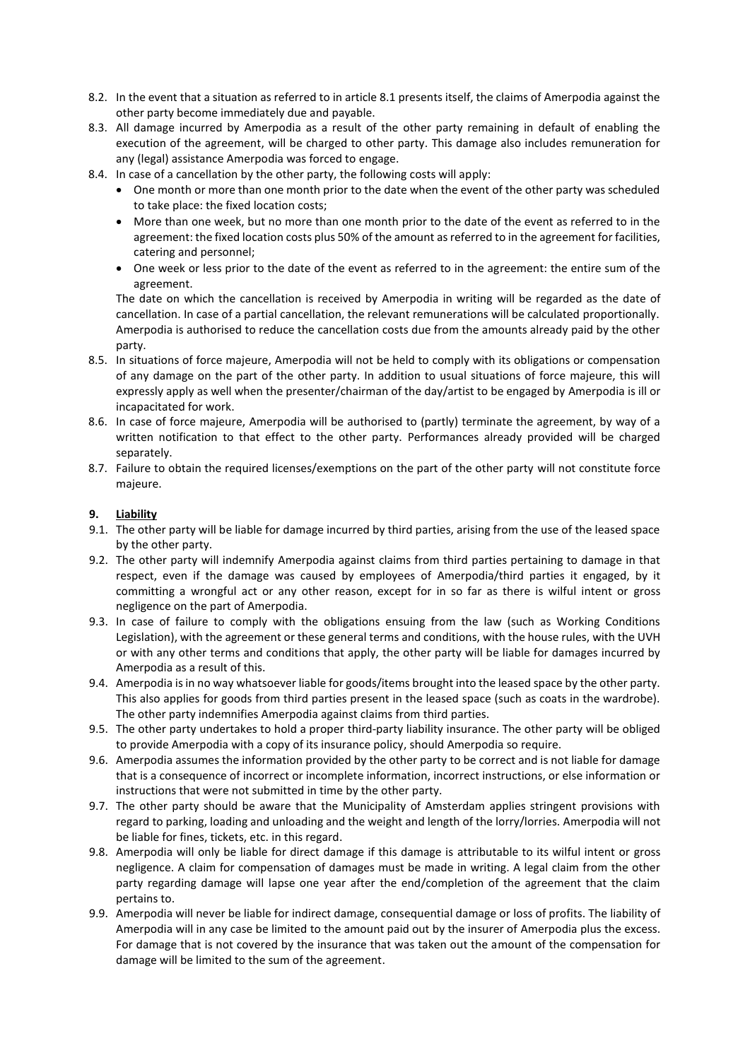8.2. In the event that a situation as referred to in article 8.1 presents itself, the claims of Amerpodia against the other party become immediately due and payable.

8.3. All damage incurred by Amerpodia as a result of the other party remaining in default of enabling the execution of the agreement, will be charged to other party. This damage also includes remuneration for any (legal) assistance Amerpodia was forced to engage.

8.4. In case of a cancellation by the other party, the following costs will apply:

- One month or more than one month prior to the date when the event of the other party was scheduled to take place: the fixed location costs;
- More than one week, but no more than one month prior to the date of the event as referred to in the agreement: the fixed location costs plus 50% of the amount as referred to in the agreement for facilities, catering and personnel;
- One week or less prior to the date of the event as referred to in the agreement: the entire sum of the agreement.

The date on which the cancellation is received by Amerpodia in writing will be regarded as the date of cancellation. In case of a partial cancellation, the relevant remunerations will be calculated proportionally. Amerpodia is authorised to reduce the cancellation costs due from the amounts already paid by the other party.

8.5. In situations of force majeure, Amerpodia will not be held to comply with its obligations or compensation of any damage on the part of the other party. In addition to usual situations of force majeure, this will expressly apply as well when the presenter/chairman of the day/artist to be engaged by Amerpodia is ill or incapacitated for work.

8.6. In case of force majeure, Amerpodia will be authorised to (partly) terminate the agreement, by way of a written notification to that effect to the other party. Performances already provided will be charged separately.

8.7. Failure to obtain the required licenses/exemptions on the part of the other party will not constitute force majeure.

## 9. Liability

9.1. The other party will be liable for damage incurred by third parties, arising from the use of the leased space by the other party.

9.2. The other party will indemnify Amerpodia against claims from third parties pertaining to damage in that respect, even if the damage was caused by employees of Amerpodia/third parties it engaged, by it committing a wrongful act or any other reason, except for in so far as there is wilful intent or gross negligence on the part of Amerpodia.

9.3. In case of failure to comply with the obligations ensuing from the law (such as Working Conditions Legislation), with the agreement or these general terms and conditions, with the house rules, with the UVH or with any other terms and conditions that apply, the other party will be liable for damages incurred by Amerpodia as a result of this.

9.4. Amerpodia is in no way whatsoever liable for goods/items brought into the leased space by the other party. This also applies for goods from third parties present in the leased space (such as coats in the wardrobe). The other party indemnifies Amerpodia against claims from third parties.

9.5. The other party undertakes to hold a proper third-party liability insurance. The other party will be obliged to provide Amerpodia with a copy of its insurance policy, should Amerpodia so require.

9.6. Amerpodia assumes the information provided by the other party to be correct and is not liable for damage that is a consequence of incorrect or incomplete information, incorrect instructions, or else information or instructions that were not submitted in time by the other party.

9.7. The other party should be aware that the Municipality of Amsterdam applies stringent provisions with regard to parking, loading and unloading and the weight and length of the lorry/lorries. Amerpodia will not be liable for fines, tickets, etc. in this regard.

9.8. Amerpodia will only be liable for direct damage if this damage is attributable to its wilful intent or gross negligence. A claim for compensation of damages must be made in writing. A legal claim from the other party regarding damage will lapse one year after the end/completion of the agreement that the claim pertains to.

9.9. Amerpodia will never be liable for indirect damage, consequential damage or loss of profits. The liability of Amerpodia will in any case be limited to the amount paid out by the insurer of Amerpodia plus the excess. For damage that is not covered by the insurance that was taken out the amount of the compensation for damage will be limited to the sum of the agreement.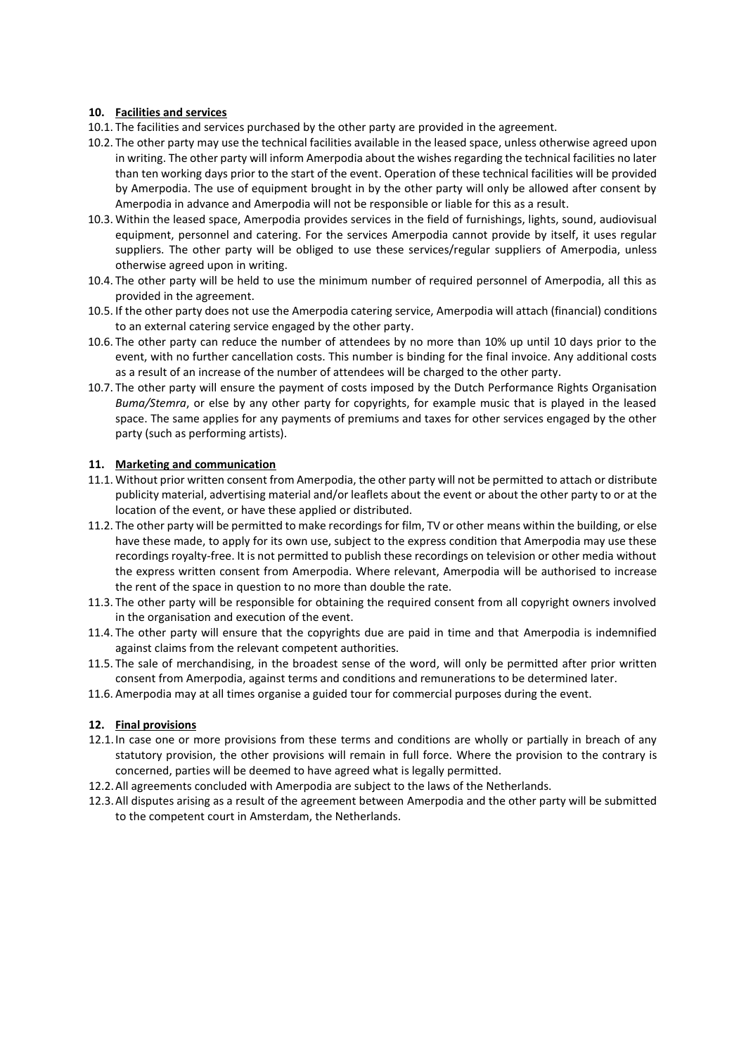## 10. Facilities and services

10.1. The facilities and services purchased by the other party are provided in the agreement.

10.2. The other party may use the technical facilities available in the leased space, unless otherwise agreed upon in writing. The other party will inform Amerpodia about the wishes regarding the technical facilities no later than ten working days prior to the start of the event. Operation of these technical facilities will be provided by Amerpodia. The use of equipment brought in by the other party will only be allowed after consent by Amerpodia in advance and Amerpodia will not be responsible or liable for this as a result.

10.3. Within the leased space, Amerpodia provides services in the field of furnishings, lights, sound, audiovisual equipment, personnel and catering. For the services Amerpodia cannot provide by itself, it uses regular suppliers. The other party will be obliged to use these services/regular suppliers of Amerpodia, unless otherwise agreed upon in writing.

10.4. The other party will be held to use the minimum number of required personnel of Amerpodia, all this as provided in the agreement.

10.5. If the other party does not use the Amerpodia catering service, Amerpodia will attach (financial) conditions to an external catering service engaged by the other party.

10.6. The other party can reduce the number of attendees by no more than 10% up until 10 days prior to the event, with no further cancellation costs. This number is binding for the final invoice. Any additional costs as a result of an increase of the number of attendees will be charged to the other party.

10.7. The other party will ensure the payment of costs imposed by the Dutch Performance Rights Organisation *Buma/Stemra*, or else by any other party for copyrights, for example music that is played in the leased space. The same applies for any payments of premiums and taxes for other services engaged by the other party (such as performing artists).

## 11. Marketing and communication

11.1. Without prior written consent from Amerpodia, the other party will not be permitted to attach or distribute publicity material, advertising material and/or leaflets about the event or about the other party to or at the location of the event, or have these applied or distributed.

11.2. The other party will be permitted to make recordings for film, TV or other means within the building, or else have these made, to apply for its own use, subject to the express condition that Amerpodia may use these recordings royalty-free. It is not permitted to publish these recordings on television or other media without the express written consent from Amerpodia. Where relevant, Amerpodia will be authorised to increase the rent of the space in question to no more than double the rate.

11.3. The other party will be responsible for obtaining the required consent from all copyright owners involved in the organisation and execution of the event.

11.4. The other party will ensure that the copyrights due are paid in time and that Amerpodia is indemnified against claims from the relevant competent authorities.

11.5. The sale of merchandising, in the broadest sense of the word, will only be permitted after prior written consent from Amerpodia, against terms and conditions and remunerations to be determined later.

11.6. Amerpodia may at all times organise a guided tour for commercial purposes during the event.

## 12. Final provisions

12.1. In case one or more provisions from these terms and conditions are wholly or partially in breach of any statutory provision, the other provisions will remain in full force. Where the provision to the contrary is concerned, parties will be deemed to have agreed what is legally permitted.

12.2. All agreements concluded with Amerpodia are subject to the laws of the Netherlands.

12.3. All disputes arising as a result of the agreement between Amerpodia and the other party will be submitted to the competent court in Amsterdam, the Netherlands.